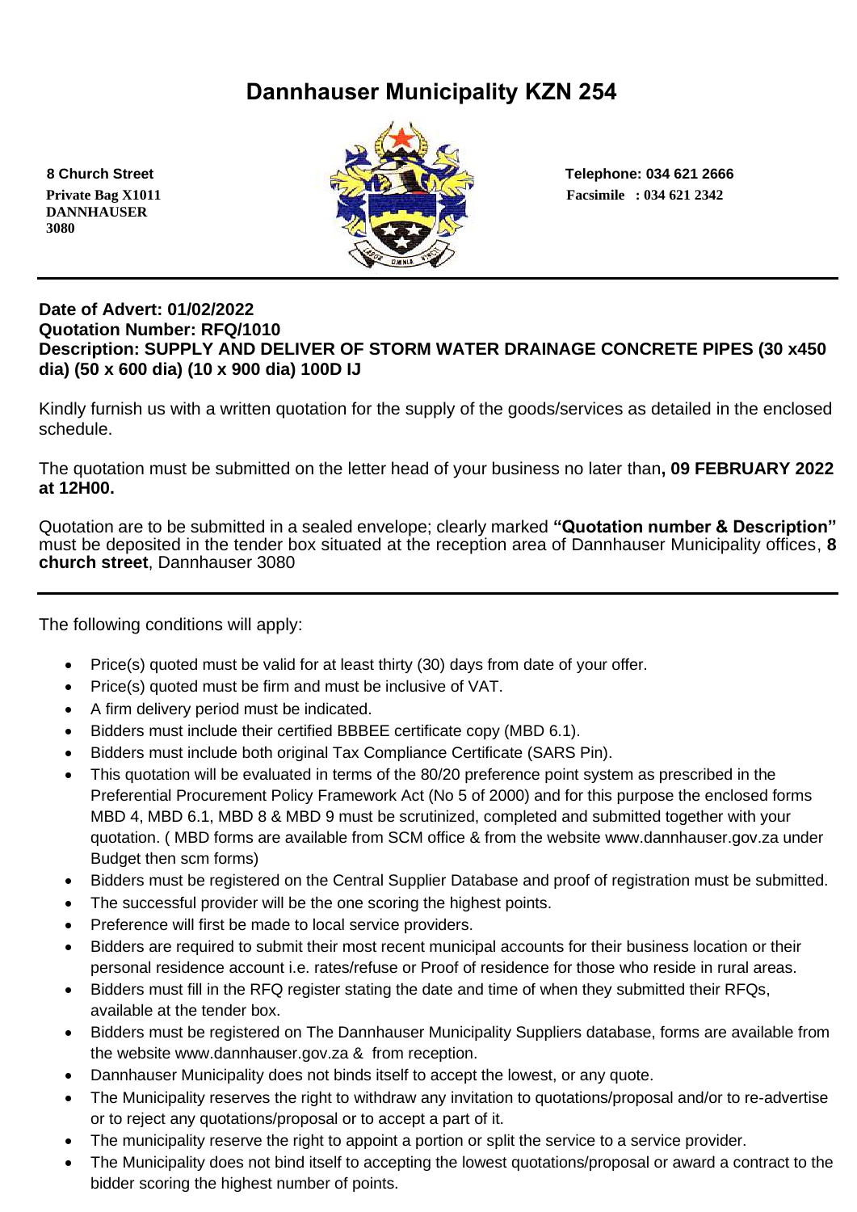# Dannhauser Municipality KZN 254

**8 Church Street**
**Private Bag X1011**
**DANNHAUSER**
**3080**

**Telephone: 034 621 2666**
**Facsimile : 034 621 2342**

---

**Date of Advert: 01/02/2022**
**Quotation Number: RFQ/1010**
**Description: SUPPLY AND DELIVER OF STORM WATER DRAINAGE CONCRETE PIPES (30 x450 dia) (50 x 600 dia) (10 x 900 dia) 100D IJ**

Kindly furnish us with a written quotation for the supply of the goods/services as detailed in the enclosed schedule.

The quotation must be submitted on the letter head of your business no later than**, 09 FEBRUARY 2022 at 12H00.**

Quotation are to be submitted in a sealed envelope; clearly marked **"Quotation number & Description"** must be deposited in the tender box situated at the reception area of Dannhauser Municipality offices, **8 church street**, Dannhauser 3080

---

The following conditions will apply:

- Price(s) quoted must be valid for at least thirty (30) days from date of your offer.
- Price(s) quoted must be firm and must be inclusive of VAT.
- A firm delivery period must be indicated.
- Bidders must include their certified BBBEE certificate copy (MBD 6.1).
- Bidders must include both original Tax Compliance Certificate (SARS Pin).
- This quotation will be evaluated in terms of the 80/20 preference point system as prescribed in the Preferential Procurement Policy Framework Act (No 5 of 2000) and for this purpose the enclosed forms MBD 4, MBD 6.1, MBD 8 & MBD 9 must be scrutinized, completed and submitted together with your quotation. ( MBD forms are available from SCM office & from the website www.dannhauser.gov.za under Budget then scm forms)
- Bidders must be registered on the Central Supplier Database and proof of registration must be submitted.
- The successful provider will be the one scoring the highest points.
- Preference will first be made to local service providers.
- Bidders are required to submit their most recent municipal accounts for their business location or their personal residence account i.e. rates/refuse or Proof of residence for those who reside in rural areas.
- Bidders must fill in the RFQ register stating the date and time of when they submitted their RFQs, available at the tender box.
- Bidders must be registered on The Dannhauser Municipality Suppliers database, forms are available from the website www.dannhauser.gov.za & from reception.
- Dannhauser Municipality does not binds itself to accept the lowest, or any quote.
- The Municipality reserves the right to withdraw any invitation to quotations/proposal and/or to re-advertise or to reject any quotations/proposal or to accept a part of it.
- The municipality reserve the right to appoint a portion or split the service to a service provider.
- The Municipality does not bind itself to accepting the lowest quotations/proposal or award a contract to the bidder scoring the highest number of points.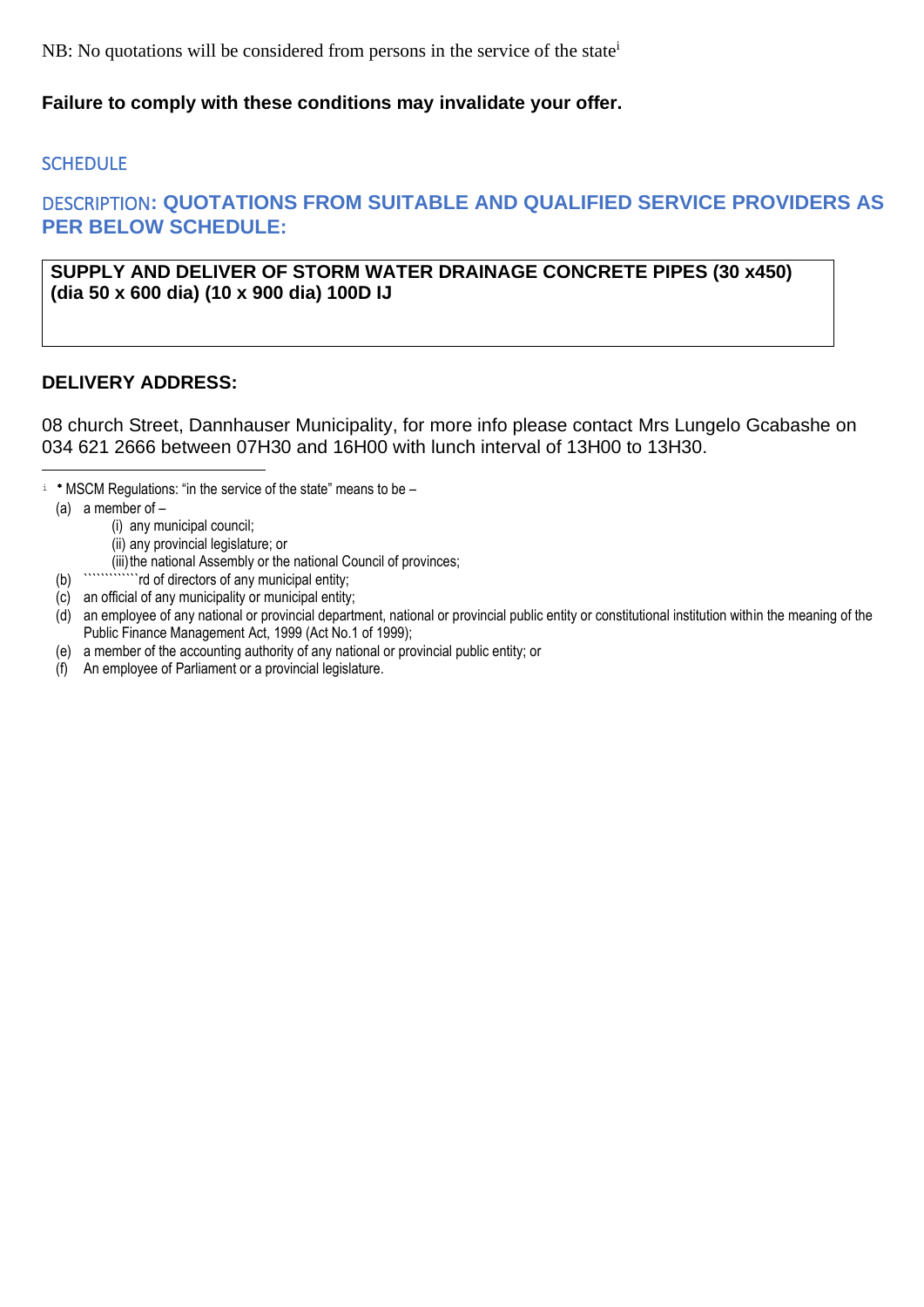NB: No quotations will be considered from persons in the service of the state[i]

**Failure to comply with these conditions may invalidate your offer.**

## SCHEDULE

## DESCRIPTION: QUOTATIONS FROM SUITABLE AND QUALIFIED SERVICE PROVIDERS AS PER BELOW SCHEDULE:

**SUPPLY AND DELIVER OF STORM WATER DRAINAGE CONCRETE PIPES (30 x450) (dia 50 x 600 dia) (10 x 900 dia) 100D IJ**

**DELIVERY ADDRESS:**

08 church Street, Dannhauser Municipality, for more info please contact Mrs Lungelo Gcabashe on 034 621 2666 between 07H30 and 16H00 with lunch interval of 13H00 to 13H30.

---

[i] * MSCM Regulations: "in the service of the state" means to be –

(a) a member of –
   (i) any municipal council;
   (ii) any provincial legislature; or
   (iii) the national Assembly or the national Council of provinces;

(b) ````````````rd of directors of any municipal entity;

(c) an official of any municipality or municipal entity;

(d) an employee of any national or provincial department, national or provincial public entity or constitutional institution within the meaning of the Public Finance Management Act, 1999 (Act No.1 of 1999);

(e) a member of the accounting authority of any national or provincial public entity; or

(f) An employee of Parliament or a provincial legislature.